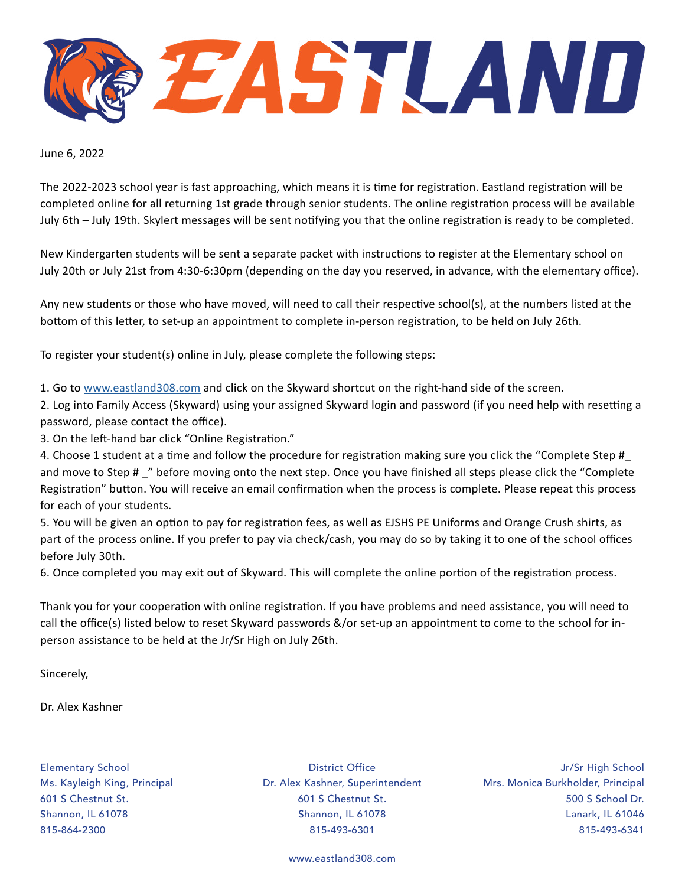# EASTLAND

June 6, 2022

The 2022-2023 school year is fast approaching, which means it is time for registration. Eastland registration will be completed online for all returning 1st grade through senior students. The online registration process will be available July 6th – July 19th. Skylert messages will be sent notifying you that the online registration is ready to be completed.

New Kindergarten students will be sent a separate packet with instructions to register at the Elementary school on July 20th or July 21st from 4:30-6:30pm (depending on the day you reserved, in advance, with the elementary office).

Any new students or those who have moved, will need to call their respective school(s), at the numbers listed at the bottom of this letter, to set-up an appointment to complete in-person registration, to be held on July 26th.

To register your student(s) online in July, please complete the following steps:

1. Go to www.eastland308.com and click on the Skyward shortcut on the right-hand side of the screen.
2. Log into Family Access (Skyward) using your assigned Skyward login and password (if you need help with resetting a password, please contact the office).
3. On the left-hand bar click "Online Registration."
4. Choose 1 student at a time and follow the procedure for registration making sure you click the "Complete Step #_ and move to Step # _" before moving onto the next step. Once you have finished all steps please click the "Complete Registration" button. You will receive an email confirmation when the process is complete. Please repeat this process for each of your students.
5. You will be given an option to pay for registration fees, as well as EJSHS PE Uniforms and Orange Crush shirts, as part of the process online. If you prefer to pay via check/cash, you may do so by taking it to one of the school offices before July 30th.
6. Once completed you may exit out of Skyward. This will complete the online portion of the registration process.

Thank you for your cooperation with online registration. If you have problems and need assistance, you will need to call the office(s) listed below to reset Skyward passwords &/or set-up an appointment to come to the school for in-person assistance to be held at the Jr/Sr High on July 26th.

Sincerely,

Dr. Alex Kashner

---

Elementary School
Ms. Kayleigh King, Principal
601 S Chestnut St.
Shannon, IL 61078
815-864-2300

District Office
Dr. Alex Kashner, Superintendent
601 S Chestnut St.
Shannon, IL 61078
815-493-6301

Jr/Sr High School
Mrs. Monica Burkholder, Principal
500 S School Dr.
Lanark, IL 61046
815-493-6341

www.eastland308.com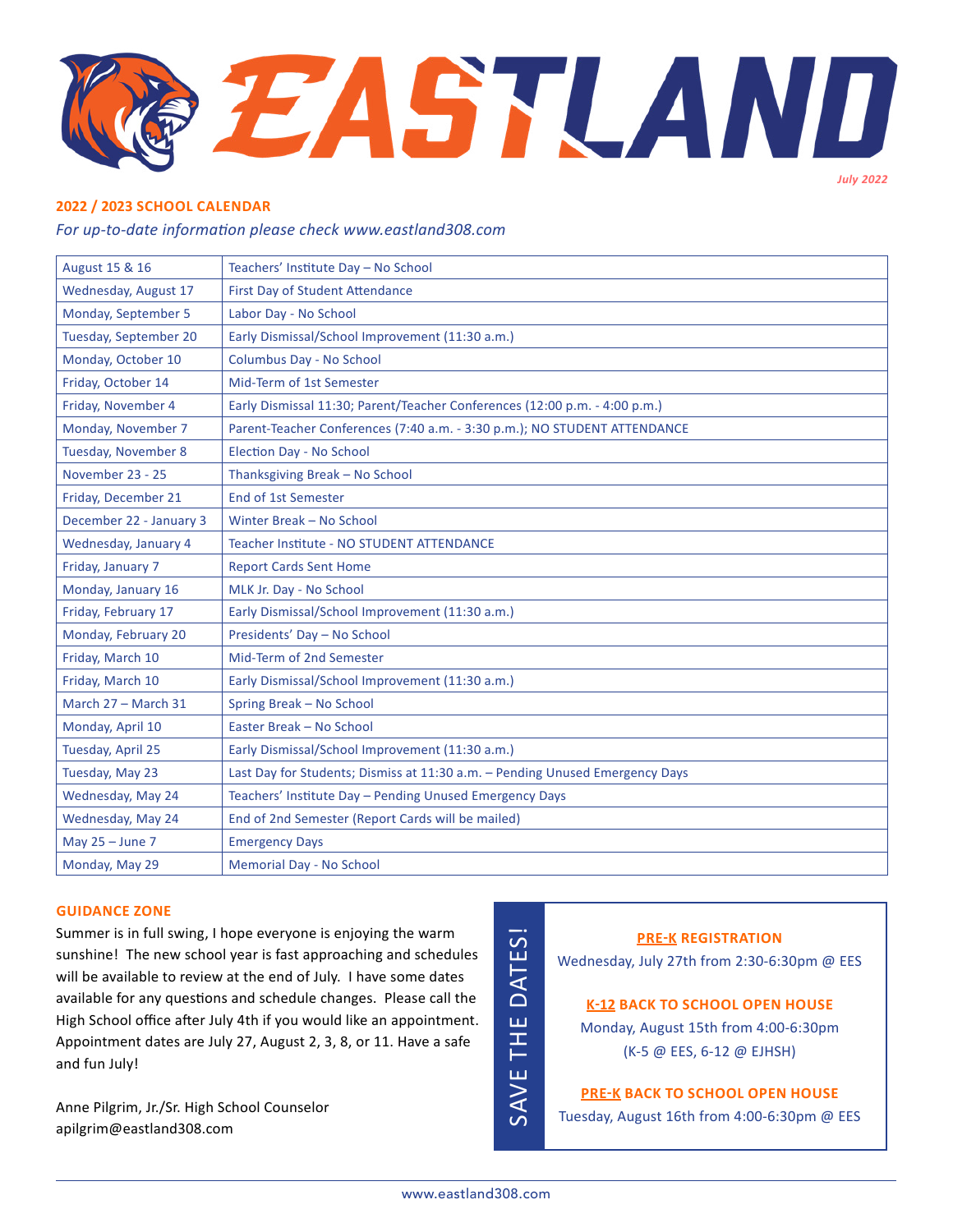# EASTLAND

*July 2022*

## 2022 / 2023 SCHOOL CALENDAR

*For up-to-date information please check www.eastland308.com*

| | |
|---|---|
| August 15 & 16 | Teachers' Institute Day – No School |
| Wednesday, August 17 | First Day of Student Attendance |
| Monday, September 5 | Labor Day - No School |
| Tuesday, September 20 | Early Dismissal/School Improvement (11:30 a.m.) |
| Monday, October 10 | Columbus Day - No School |
| Friday, October 14 | Mid-Term of 1st Semester |
| Friday, November 4 | Early Dismissal 11:30; Parent/Teacher Conferences (12:00 p.m. - 4:00 p.m.) |
| Monday, November 7 | Parent-Teacher Conferences (7:40 a.m. - 3:30 p.m.); NO STUDENT ATTENDANCE |
| Tuesday, November 8 | Election Day - No School |
| November 23 - 25 | Thanksgiving Break – No School |
| Friday, December 21 | End of 1st Semester |
| December 22 - January 3 | Winter Break – No School |
| Wednesday, January 4 | Teacher Institute - NO STUDENT ATTENDANCE |
| Friday, January 7 | Report Cards Sent Home |
| Monday, January 16 | MLK Jr. Day - No School |
| Friday, February 17 | Early Dismissal/School Improvement (11:30 a.m.) |
| Monday, February 20 | Presidents' Day – No School |
| Friday, March 10 | Mid-Term of 2nd Semester |
| Friday, March 10 | Early Dismissal/School Improvement (11:30 a.m.) |
| March 27 – March 31 | Spring Break – No School |
| Monday, April 10 | Easter Break – No School |
| Tuesday, April 25 | Early Dismissal/School Improvement (11:30 a.m.) |
| Tuesday, May 23 | Last Day for Students; Dismiss at 11:30 a.m. – Pending Unused Emergency Days |
| Wednesday, May 24 | Teachers' Institute Day – Pending Unused Emergency Days |
| Wednesday, May 24 | End of 2nd Semester (Report Cards will be mailed) |
| May 25 – June 7 | Emergency Days |
| Monday, May 29 | Memorial Day - No School |

## GUIDANCE ZONE

Summer is in full swing, I hope everyone is enjoying the warm sunshine! The new school year is fast approaching and schedules will be available to review at the end of July. I have some dates available for any questions and schedule changes. Please call the High School office after July 4th if you would like an appointment. Appointment dates are July 27, August 2, 3, 8, or 11. Have a safe and fun July!

Anne Pilgrim, Jr./Sr. High School Counselor
apilgrim@eastland308.com

## SAVE THE DATES!

**PRE-K REGISTRATION**
Wednesday, July 27th from 2:30-6:30pm @ EES

**K-12 BACK TO SCHOOL OPEN HOUSE**
Monday, August 15th from 4:00-6:30pm
(K-5 @ EES, 6-12 @ EJHSH)

**PRE-K BACK TO SCHOOL OPEN HOUSE**
Tuesday, August 16th from 4:00-6:30pm @ EES

www.eastland308.com